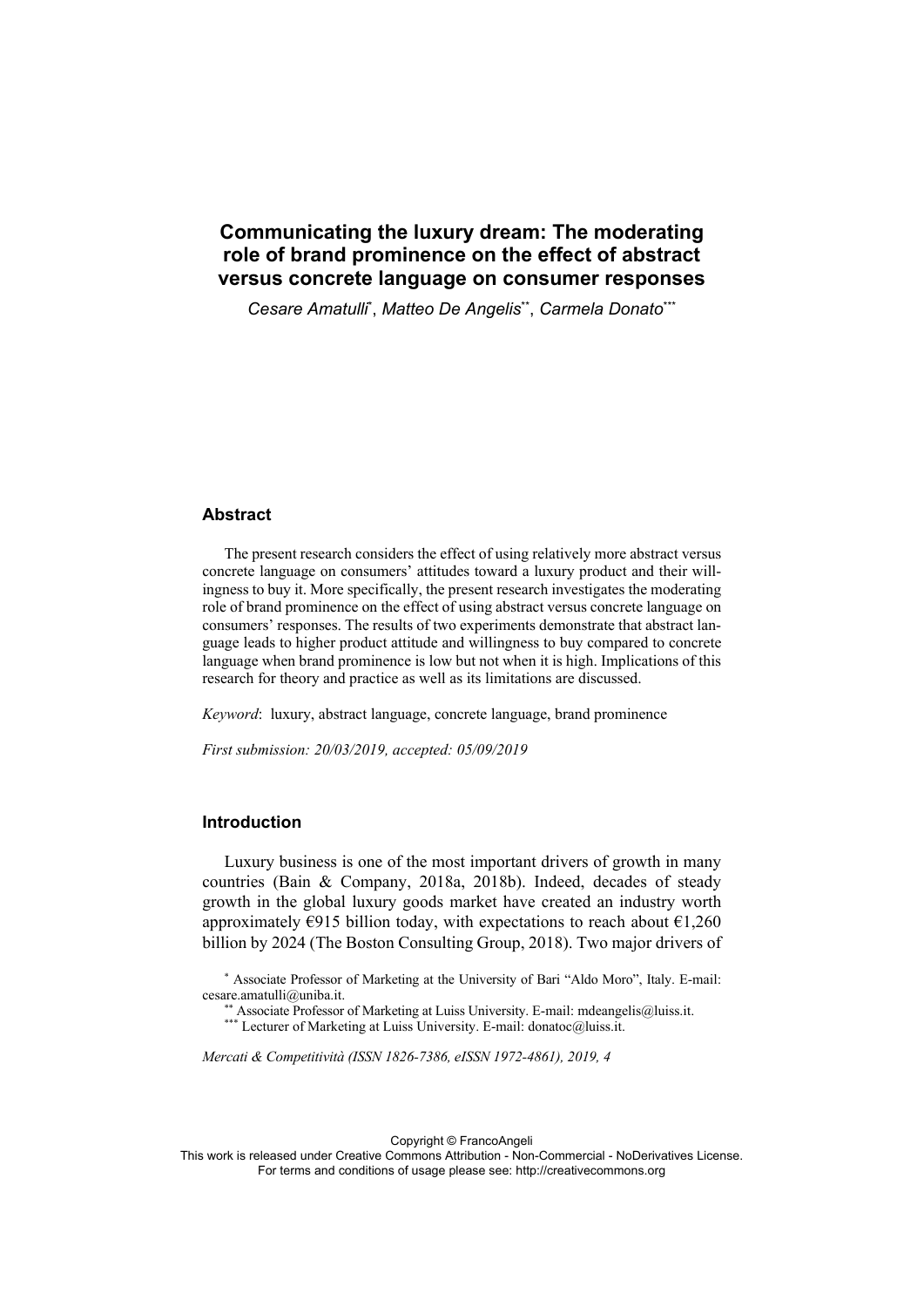# Communicating the luxury dream: The moderating role of brand prominence on the effect of abstract versus concrete language on consumer responses

*Cesare Amatulli*[*], *Matteo De Angelis*[**], *Carmela Donato*[***]

## Abstract

The present research considers the effect of using relatively more abstract versus concrete language on consumers' attitudes toward a luxury product and their willingness to buy it. More specifically, the present research investigates the moderating role of brand prominence on the effect of using abstract versus concrete language on consumers' responses. The results of two experiments demonstrate that abstract language leads to higher product attitude and willingness to buy compared to concrete language when brand prominence is low but not when it is high. Implications of this research for theory and practice as well as its limitations are discussed.

*Keyword*: luxury, abstract language, concrete language, brand prominence

*First submission: 20/03/2019, accepted: 05/09/2019*

## Introduction

Luxury business is one of the most important drivers of growth in many countries (Bain & Company, 2018a, 2018b). Indeed, decades of steady growth in the global luxury goods market have created an industry worth approximately €915 billion today, with expectations to reach about €1,260 billion by 2024 (The Boston Consulting Group, 2018). Two major drivers of

[*] Associate Professor of Marketing at the University of Bari "Aldo Moro", Italy. E-mail: cesare.amatulli@uniba.it.

[**] Associate Professor of Marketing at Luiss University. E-mail: mdeangelis@luiss.it.

[***] Lecturer of Marketing at Luiss University. E-mail: donatoc@luiss.it.

*Mercati & Competitività (ISSN 1826-7386, eISSN 1972-4861), 2019, 4*

Copyright © FrancoAngeli
This work is released under Creative Commons Attribution - Non-Commercial - NoDerivatives License.
For terms and conditions of usage please see: http://creativecommons.org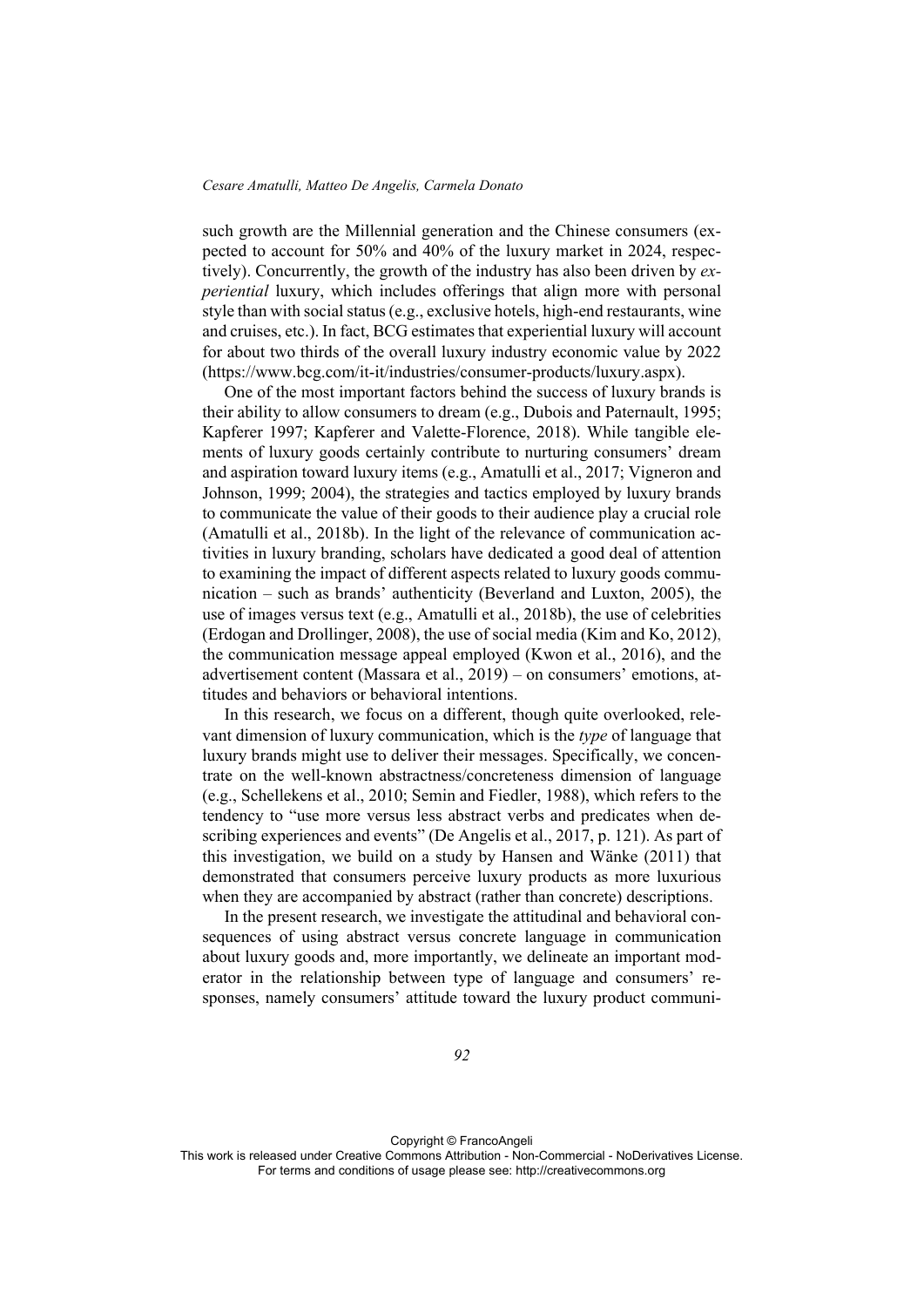such growth are the Millennial generation and the Chinese consumers (expected to account for 50% and 40% of the luxury market in 2024, respectively). Concurrently, the growth of the industry has also been driven by *experiential* luxury, which includes offerings that align more with personal style than with social status (e.g., exclusive hotels, high-end restaurants, wine and cruises, etc.). In fact, BCG estimates that experiential luxury will account for about two thirds of the overall luxury industry economic value by 2022 (https://www.bcg.com/it-it/industries/consumer-products/luxury.aspx).

One of the most important factors behind the success of luxury brands is their ability to allow consumers to dream (e.g., Dubois and Paternault, 1995; Kapferer 1997; Kapferer and Valette-Florence, 2018). While tangible elements of luxury goods certainly contribute to nurturing consumers' dream and aspiration toward luxury items (e.g., Amatulli et al., 2017; Vigneron and Johnson, 1999; 2004), the strategies and tactics employed by luxury brands to communicate the value of their goods to their audience play a crucial role (Amatulli et al., 2018b). In the light of the relevance of communication activities in luxury branding, scholars have dedicated a good deal of attention to examining the impact of different aspects related to luxury goods communication – such as brands' authenticity (Beverland and Luxton, 2005), the use of images versus text (e.g., Amatulli et al., 2018b), the use of celebrities (Erdogan and Drollinger, 2008), the use of social media (Kim and Ko, 2012), the communication message appeal employed (Kwon et al., 2016), and the advertisement content (Massara et al., 2019) – on consumers' emotions, attitudes and behaviors or behavioral intentions.

In this research, we focus on a different, though quite overlooked, relevant dimension of luxury communication, which is the *type* of language that luxury brands might use to deliver their messages. Specifically, we concentrate on the well-known abstractness/concreteness dimension of language (e.g., Schellekens et al., 2010; Semin and Fiedler, 1988), which refers to the tendency to "use more versus less abstract verbs and predicates when describing experiences and events" (De Angelis et al., 2017, p. 121). As part of this investigation, we build on a study by Hansen and Wänke (2011) that demonstrated that consumers perceive luxury products as more luxurious when they are accompanied by abstract (rather than concrete) descriptions.

In the present research, we investigate the attitudinal and behavioral consequences of using abstract versus concrete language in communication about luxury goods and, more importantly, we delineate an important moderator in the relationship between type of language and consumers' responses, namely consumers' attitude toward the luxury product communi-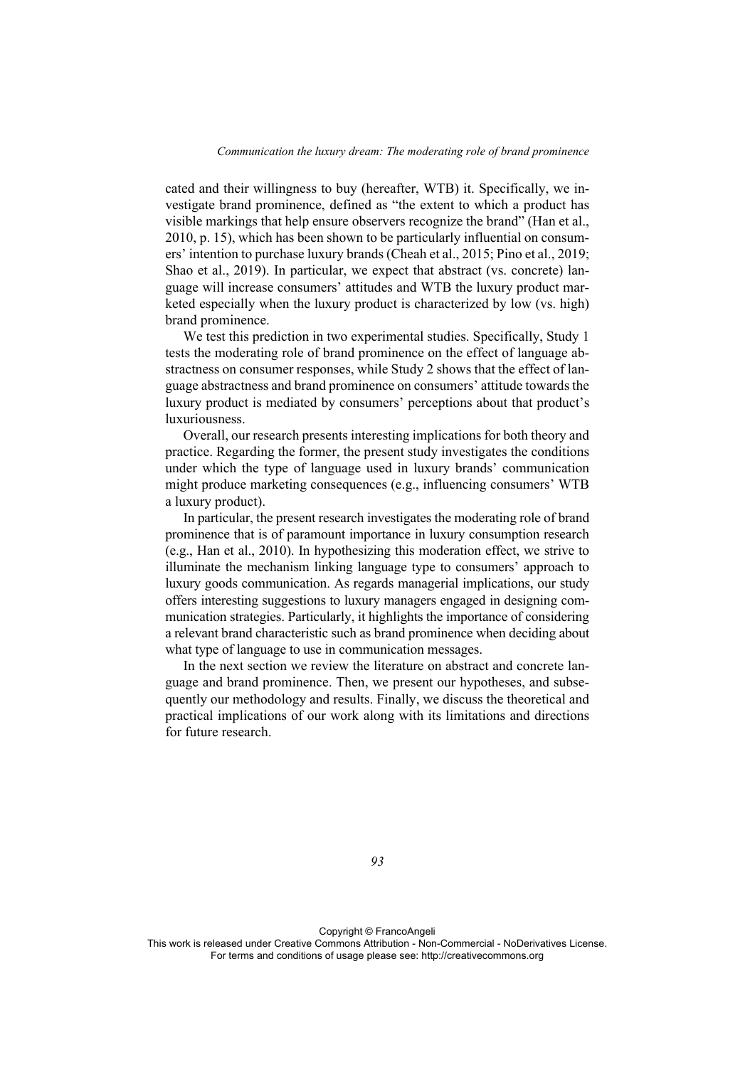cated and their willingness to buy (hereafter, WTB) it. Specifically, we investigate brand prominence, defined as "the extent to which a product has visible markings that help ensure observers recognize the brand" (Han et al., 2010, p. 15), which has been shown to be particularly influential on consumers' intention to purchase luxury brands (Cheah et al., 2015; Pino et al., 2019; Shao et al., 2019). In particular, we expect that abstract (vs. concrete) language will increase consumers' attitudes and WTB the luxury product marketed especially when the luxury product is characterized by low (vs. high) brand prominence.

We test this prediction in two experimental studies. Specifically, Study 1 tests the moderating role of brand prominence on the effect of language abstractness on consumer responses, while Study 2 shows that the effect of language abstractness and brand prominence on consumers' attitude towards the luxury product is mediated by consumers' perceptions about that product's luxuriousness.

Overall, our research presents interesting implications for both theory and practice. Regarding the former, the present study investigates the conditions under which the type of language used in luxury brands' communication might produce marketing consequences (e.g., influencing consumers' WTB a luxury product).

In particular, the present research investigates the moderating role of brand prominence that is of paramount importance in luxury consumption research (e.g., Han et al., 2010). In hypothesizing this moderation effect, we strive to illuminate the mechanism linking language type to consumers' approach to luxury goods communication. As regards managerial implications, our study offers interesting suggestions to luxury managers engaged in designing communication strategies. Particularly, it highlights the importance of considering a relevant brand characteristic such as brand prominence when deciding about what type of language to use in communication messages.

In the next section we review the literature on abstract and concrete language and brand prominence. Then, we present our hypotheses, and subsequently our methodology and results. Finally, we discuss the theoretical and practical implications of our work along with its limitations and directions for future research.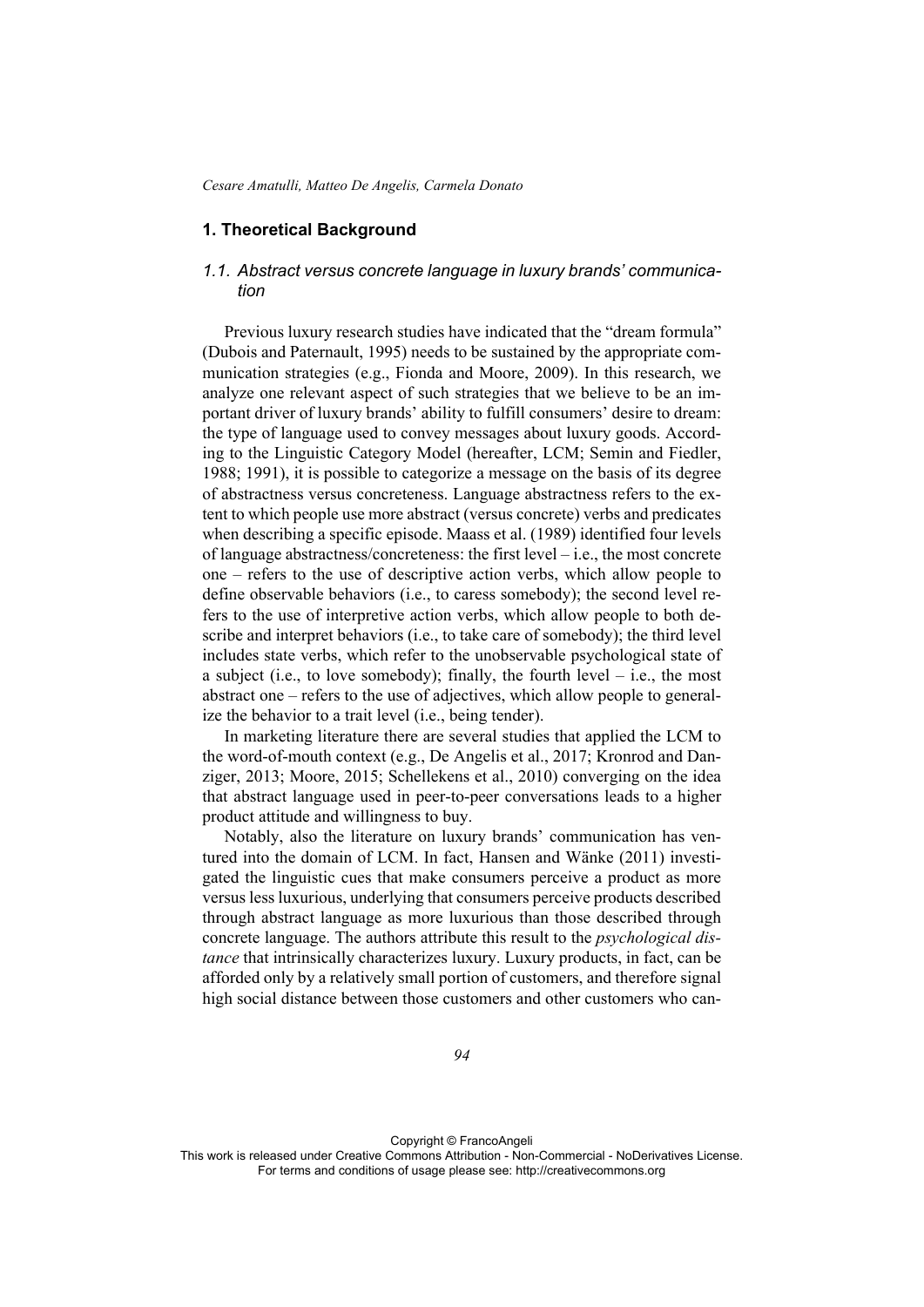## 1. Theoretical Background

### 1.1. Abstract versus concrete language in luxury brands' communication

Previous luxury research studies have indicated that the "dream formula" (Dubois and Paternault, 1995) needs to be sustained by the appropriate communication strategies (e.g., Fionda and Moore, 2009). In this research, we analyze one relevant aspect of such strategies that we believe to be an important driver of luxury brands' ability to fulfill consumers' desire to dream: the type of language used to convey messages about luxury goods. According to the Linguistic Category Model (hereafter, LCM; Semin and Fiedler, 1988; 1991), it is possible to categorize a message on the basis of its degree of abstractness versus concreteness. Language abstractness refers to the extent to which people use more abstract (versus concrete) verbs and predicates when describing a specific episode. Maass et al. (1989) identified four levels of language abstractness/concreteness: the first level – i.e., the most concrete one – refers to the use of descriptive action verbs, which allow people to define observable behaviors (i.e., to caress somebody); the second level refers to the use of interpretive action verbs, which allow people to both describe and interpret behaviors (i.e., to take care of somebody); the third level includes state verbs, which refer to the unobservable psychological state of a subject (i.e., to love somebody); finally, the fourth level – i.e., the most abstract one – refers to the use of adjectives, which allow people to generalize the behavior to a trait level (i.e., being tender).

In marketing literature there are several studies that applied the LCM to the word-of-mouth context (e.g., De Angelis et al., 2017; Kronrod and Danziger, 2013; Moore, 2015; Schellekens et al., 2010) converging on the idea that abstract language used in peer-to-peer conversations leads to a higher product attitude and willingness to buy.

Notably, also the literature on luxury brands' communication has ventured into the domain of LCM. In fact, Hansen and Wänke (2011) investigated the linguistic cues that make consumers perceive a product as more versus less luxurious, underlying that consumers perceive products described through abstract language as more luxurious than those described through concrete language. The authors attribute this result to the *psychological distance* that intrinsically characterizes luxury. Luxury products, in fact, can be afforded only by a relatively small portion of customers, and therefore signal high social distance between those customers and other customers who can-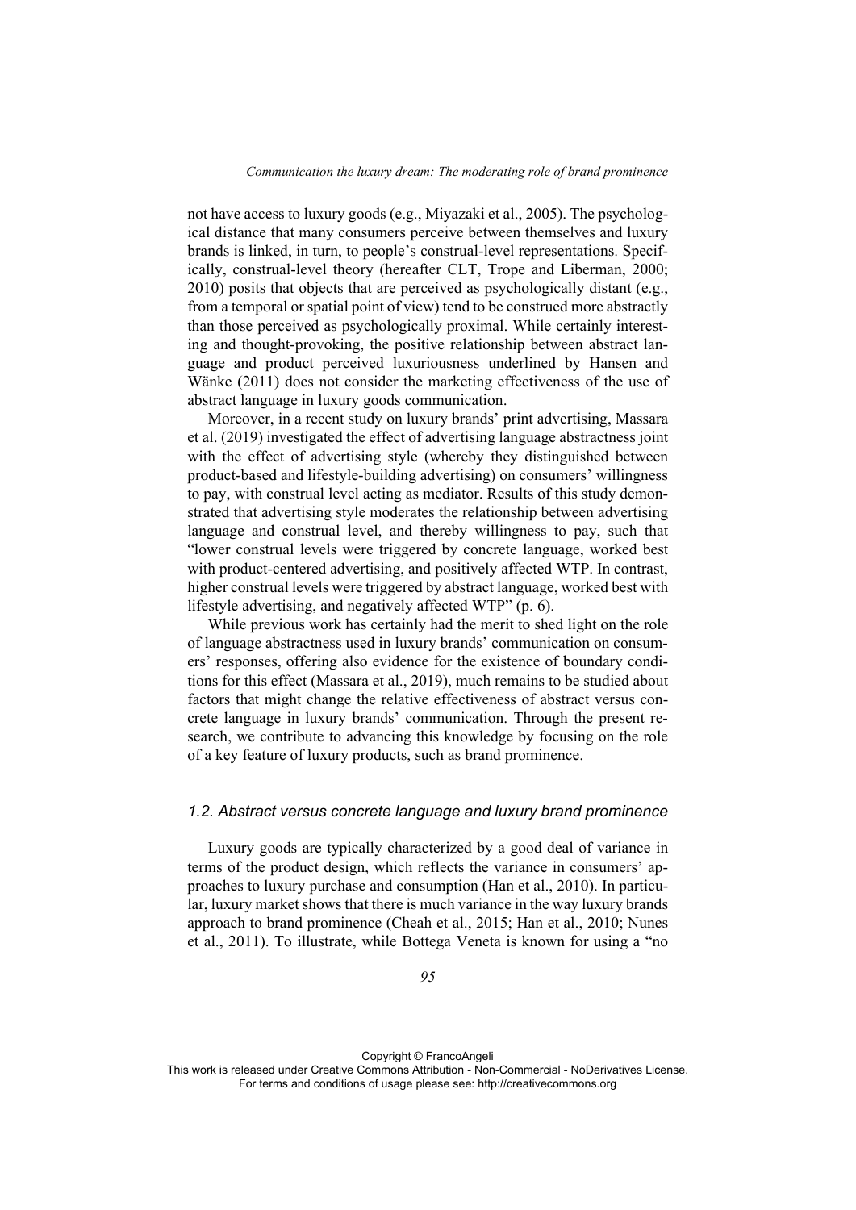not have access to luxury goods (e.g., Miyazaki et al., 2005). The psychological distance that many consumers perceive between themselves and luxury brands is linked, in turn, to people's construal-level representations. Specifically, construal-level theory (hereafter CLT, Trope and Liberman, 2000; 2010) posits that objects that are perceived as psychologically distant (e.g., from a temporal or spatial point of view) tend to be construed more abstractly than those perceived as psychologically proximal. While certainly interesting and thought-provoking, the positive relationship between abstract language and product perceived luxuriousness underlined by Hansen and Wänke (2011) does not consider the marketing effectiveness of the use of abstract language in luxury goods communication.

Moreover, in a recent study on luxury brands' print advertising, Massara et al. (2019) investigated the effect of advertising language abstractness joint with the effect of advertising style (whereby they distinguished between product-based and lifestyle-building advertising) on consumers' willingness to pay, with construal level acting as mediator. Results of this study demonstrated that advertising style moderates the relationship between advertising language and construal level, and thereby willingness to pay, such that "lower construal levels were triggered by concrete language, worked best with product-centered advertising, and positively affected WTP. In contrast, higher construal levels were triggered by abstract language, worked best with lifestyle advertising, and negatively affected WTP" (p. 6).

While previous work has certainly had the merit to shed light on the role of language abstractness used in luxury brands' communication on consumers' responses, offering also evidence for the existence of boundary conditions for this effect (Massara et al., 2019), much remains to be studied about factors that might change the relative effectiveness of abstract versus concrete language in luxury brands' communication. Through the present research, we contribute to advancing this knowledge by focusing on the role of a key feature of luxury products, such as brand prominence.

### *1.2. Abstract versus concrete language and luxury brand prominence*

Luxury goods are typically characterized by a good deal of variance in terms of the product design, which reflects the variance in consumers' approaches to luxury purchase and consumption (Han et al., 2010). In particular, luxury market shows that there is much variance in the way luxury brands approach to brand prominence (Cheah et al., 2015; Han et al., 2010; Nunes et al., 2011). To illustrate, while Bottega Veneta is known for using a "no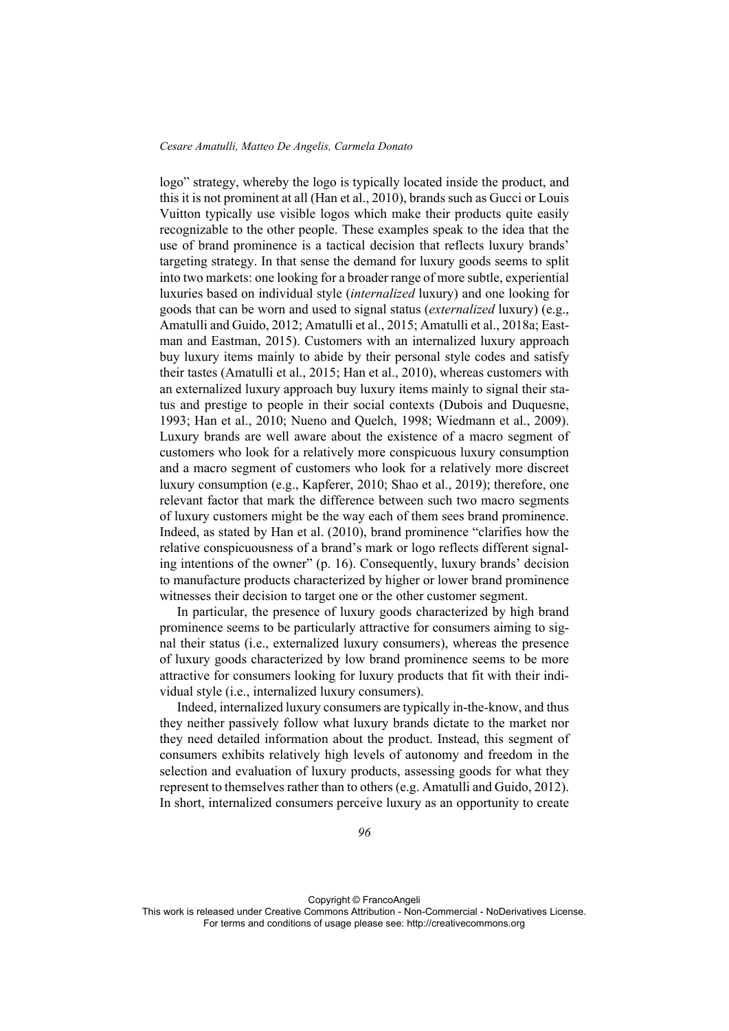logo" strategy, whereby the logo is typically located inside the product, and this it is not prominent at all (Han et al., 2010), brands such as Gucci or Louis Vuitton typically use visible logos which make their products quite easily recognizable to the other people. These examples speak to the idea that the use of brand prominence is a tactical decision that reflects luxury brands' targeting strategy. In that sense the demand for luxury goods seems to split into two markets: one looking for a broader range of more subtle, experiential luxuries based on individual style (*internalized* luxury) and one looking for goods that can be worn and used to signal status (*externalized* luxury) (e.g., Amatulli and Guido, 2012; Amatulli et al., 2015; Amatulli et al., 2018a; Eastman and Eastman, 2015). Customers with an internalized luxury approach buy luxury items mainly to abide by their personal style codes and satisfy their tastes (Amatulli et al., 2015; Han et al., 2010), whereas customers with an externalized luxury approach buy luxury items mainly to signal their status and prestige to people in their social contexts (Dubois and Duquesne, 1993; Han et al., 2010; Nueno and Quelch, 1998; Wiedmann et al., 2009). Luxury brands are well aware about the existence of a macro segment of customers who look for a relatively more conspicuous luxury consumption and a macro segment of customers who look for a relatively more discreet luxury consumption (e.g., Kapferer, 2010; Shao et al., 2019); therefore, one relevant factor that mark the difference between such two macro segments of luxury customers might be the way each of them sees brand prominence. Indeed, as stated by Han et al. (2010), brand prominence "clarifies how the relative conspicuousness of a brand's mark or logo reflects different signaling intentions of the owner" (p. 16). Consequently, luxury brands' decision to manufacture products characterized by higher or lower brand prominence witnesses their decision to target one or the other customer segment.

In particular, the presence of luxury goods characterized by high brand prominence seems to be particularly attractive for consumers aiming to signal their status (i.e., externalized luxury consumers), whereas the presence of luxury goods characterized by low brand prominence seems to be more attractive for consumers looking for luxury products that fit with their individual style (i.e., internalized luxury consumers).

Indeed, internalized luxury consumers are typically in-the-know, and thus they neither passively follow what luxury brands dictate to the market nor they need detailed information about the product. Instead, this segment of consumers exhibits relatively high levels of autonomy and freedom in the selection and evaluation of luxury products, assessing goods for what they represent to themselves rather than to others (e.g. Amatulli and Guido, 2012). In short, internalized consumers perceive luxury as an opportunity to create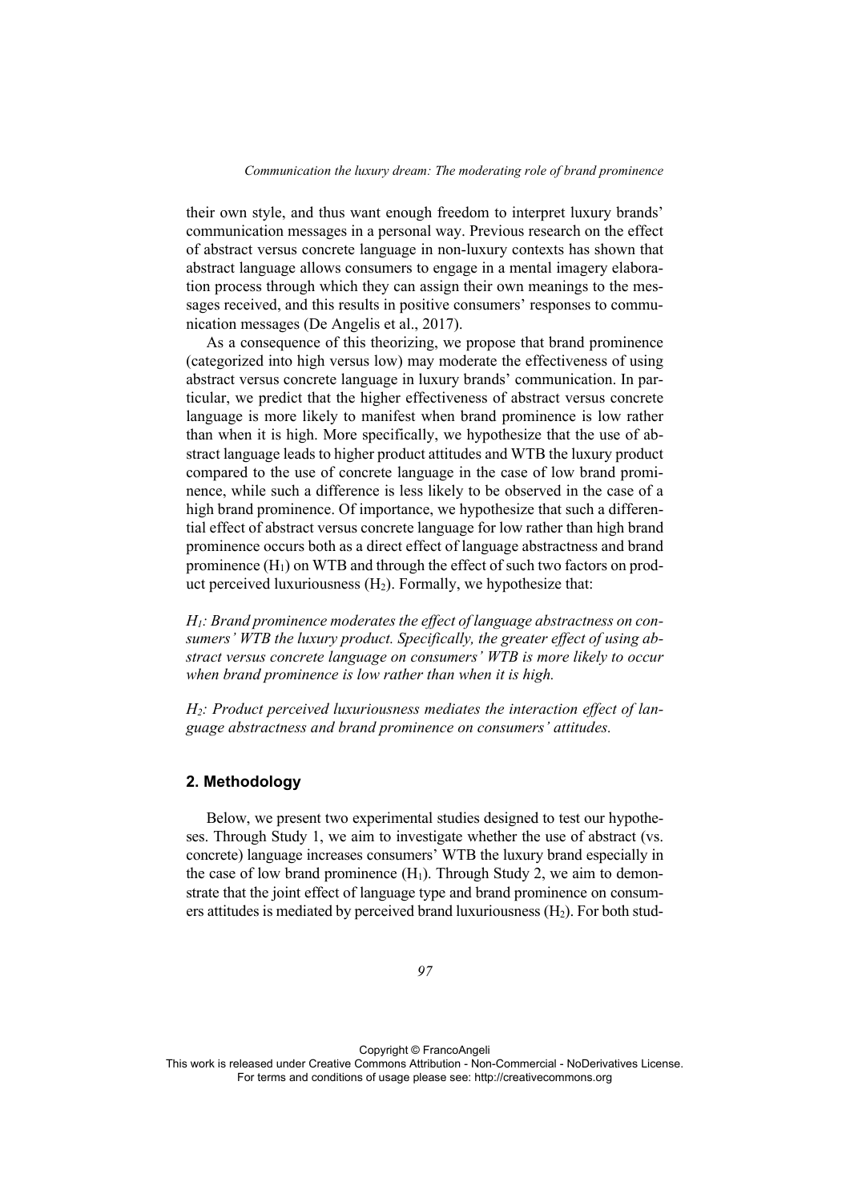their own style, and thus want enough freedom to interpret luxury brands' communication messages in a personal way. Previous research on the effect of abstract versus concrete language in non-luxury contexts has shown that abstract language allows consumers to engage in a mental imagery elaboration process through which they can assign their own meanings to the messages received, and this results in positive consumers' responses to communication messages (De Angelis et al., 2017).

As a consequence of this theorizing, we propose that brand prominence (categorized into high versus low) may moderate the effectiveness of using abstract versus concrete language in luxury brands' communication. In particular, we predict that the higher effectiveness of abstract versus concrete language is more likely to manifest when brand prominence is low rather than when it is high. More specifically, we hypothesize that the use of abstract language leads to higher product attitudes and WTB the luxury product compared to the use of concrete language in the case of low brand prominence, while such a difference is less likely to be observed in the case of a high brand prominence. Of importance, we hypothesize that such a differential effect of abstract versus concrete language for low rather than high brand prominence occurs both as a direct effect of language abstractness and brand prominence ($H_1$) on WTB and through the effect of such two factors on product perceived luxuriousness ($H_2$). Formally, we hypothesize that:

*$H_1$: Brand prominence moderates the effect of language abstractness on consumers' WTB the luxury product. Specifically, the greater effect of using abstract versus concrete language on consumers' WTB is more likely to occur when brand prominence is low rather than when it is high.*

*$H_2$: Product perceived luxuriousness mediates the interaction effect of language abstractness and brand prominence on consumers' attitudes.*

## 2. Methodology

Below, we present two experimental studies designed to test our hypotheses. Through Study 1, we aim to investigate whether the use of abstract (vs. concrete) language increases consumers' WTB the luxury brand especially in the case of low brand prominence ($H_1$). Through Study 2, we aim to demonstrate that the joint effect of language type and brand prominence on consumers attitudes is mediated by perceived brand luxuriousness ($H_2$). For both stud-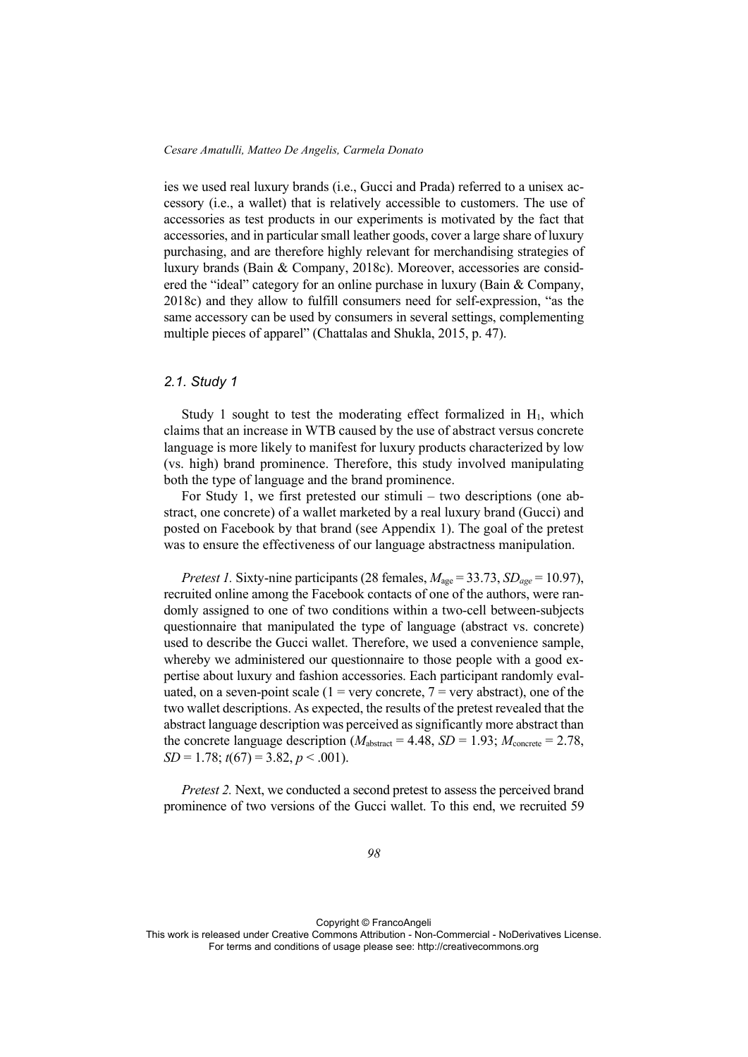ies we used real luxury brands (i.e., Gucci and Prada) referred to a unisex accessory (i.e., a wallet) that is relatively accessible to customers. The use of accessories as test products in our experiments is motivated by the fact that accessories, and in particular small leather goods, cover a large share of luxury purchasing, and are therefore highly relevant for merchandising strategies of luxury brands (Bain & Company, 2018c). Moreover, accessories are considered the "ideal" category for an online purchase in luxury (Bain & Company, 2018c) and they allow to fulfill consumers need for self-expression, "as the same accessory can be used by consumers in several settings, complementing multiple pieces of apparel" (Chattalas and Shukla, 2015, p. 47).

### *2.1. Study 1*

Study 1 sought to test the moderating effect formalized in $H_1$, which claims that an increase in WTB caused by the use of abstract versus concrete language is more likely to manifest for luxury products characterized by low (vs. high) brand prominence. Therefore, this study involved manipulating both the type of language and the brand prominence.

For Study 1, we first pretested our stimuli – two descriptions (one abstract, one concrete) of a wallet marketed by a real luxury brand (Gucci) and posted on Facebook by that brand (see Appendix 1). The goal of the pretest was to ensure the effectiveness of our language abstractness manipulation.

*Pretest 1.* Sixty-nine participants (28 females, $M_{age} = 33.73$, $SD_{age} = 10.97$), recruited online among the Facebook contacts of one of the authors, were randomly assigned to one of two conditions within a two-cell between-subjects questionnaire that manipulated the type of language (abstract vs. concrete) used to describe the Gucci wallet. Therefore, we used a convenience sample, whereby we administered our questionnaire to those people with a good expertise about luxury and fashion accessories. Each participant randomly evaluated, on a seven-point scale (1 = very concrete, 7 = very abstract), one of the two wallet descriptions. As expected, the results of the pretest revealed that the abstract language description was perceived as significantly more abstract than the concrete language description ($M_{abstract} = 4.48$, $SD = 1.93$; $M_{concrete} = 2.78$, $SD = 1.78$; $t(67) = 3.82$, $p < .001$).

*Pretest 2.* Next, we conducted a second pretest to assess the perceived brand prominence of two versions of the Gucci wallet. To this end, we recruited 59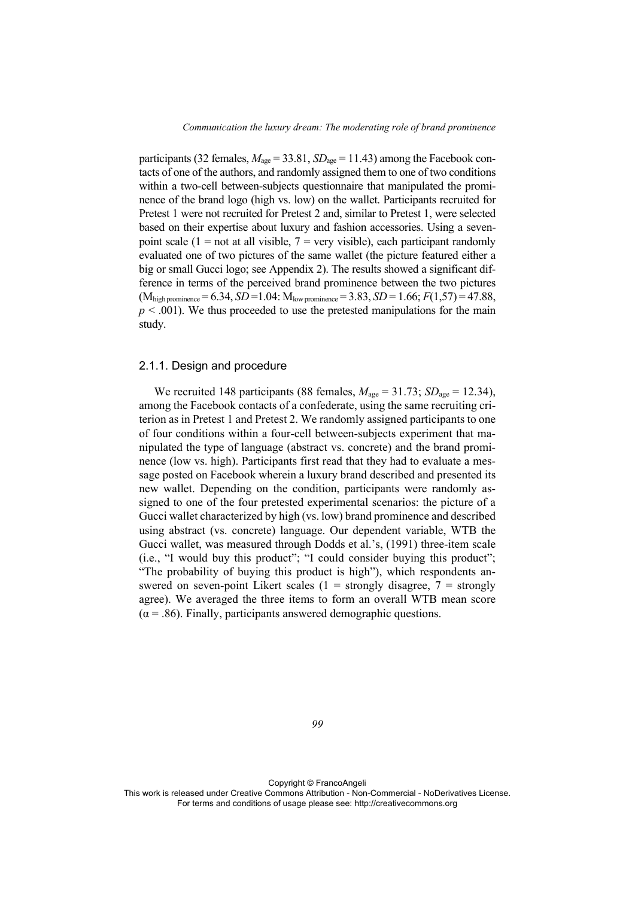participants (32 females, $M_{age} = 33.81$, $SD_{age} = 11.43$) among the Facebook contacts of one of the authors, and randomly assigned them to one of two conditions within a two-cell between-subjects questionnaire that manipulated the prominence of the brand logo (high vs. low) on the wallet. Participants recruited for Pretest 1 were not recruited for Pretest 2 and, similar to Pretest 1, were selected based on their expertise about luxury and fashion accessories. Using a seven-point scale (1 = not at all visible, 7 = very visible), each participant randomly evaluated one of two pictures of the same wallet (the picture featured either a big or small Gucci logo; see Appendix 2). The results showed a significant difference in terms of the perceived brand prominence between the two pictures ($M_{high\ prominence} = 6.34$, $SD = 1.04$: $M_{low\ prominence} = 3.83$, $SD = 1.66$; $F(1,57) = 47.88$, $p < .001$). We thus proceeded to use the pretested manipulations for the main study.

### 2.1.1. Design and procedure

We recruited 148 participants (88 females, $M_{age} = 31.73$; $SD_{age} = 12.34$), among the Facebook contacts of a confederate, using the same recruiting criterion as in Pretest 1 and Pretest 2. We randomly assigned participants to one of four conditions within a four-cell between-subjects experiment that manipulated the type of language (abstract vs. concrete) and the brand prominence (low vs. high). Participants first read that they had to evaluate a message posted on Facebook wherein a luxury brand described and presented its new wallet. Depending on the condition, participants were randomly assigned to one of the four pretested experimental scenarios: the picture of a Gucci wallet characterized by high (vs. low) brand prominence and described using abstract (vs. concrete) language. Our dependent variable, WTB the Gucci wallet, was measured through Dodds et al.'s, (1991) three-item scale (i.e., "I would buy this product"; "I could consider buying this product"; "The probability of buying this product is high"), which respondents answered on seven-point Likert scales (1 = strongly disagree, 7 = strongly agree). We averaged the three items to form an overall WTB mean score ($\alpha = .86$). Finally, participants answered demographic questions.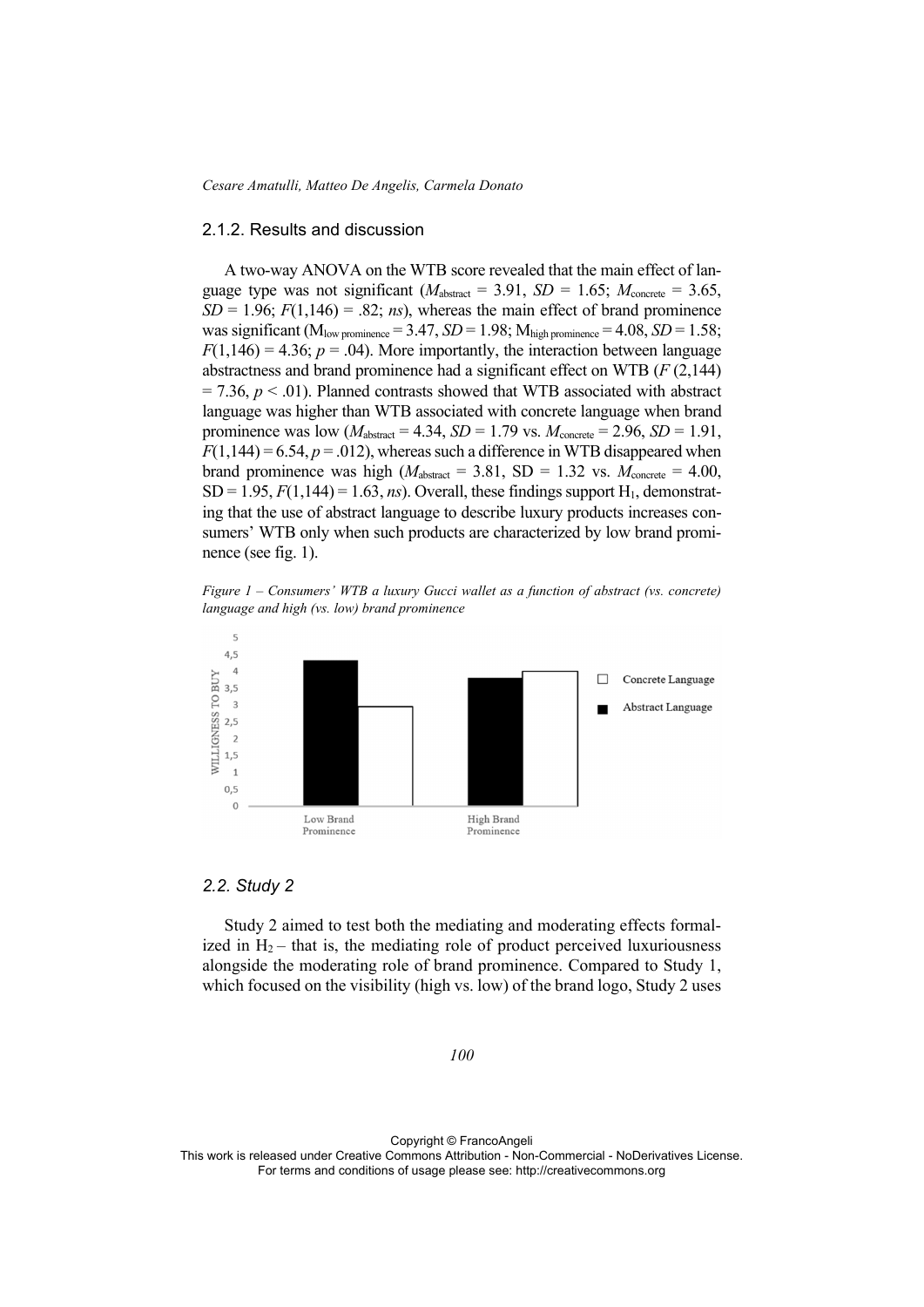### 2.1.2. Results and discussion

A two-way ANOVA on the WTB score revealed that the main effect of language type was not significant ($M_{abstract}$ = 3.91, $SD$ = 1.65; $M_{concrete}$ = 3.65, $SD$ = 1.96; $F(1,146)$ = .82; *ns*), whereas the main effect of brand prominence was significant ($M_{low\ prominence}$ = 3.47, $SD$ = 1.98; $M_{high\ prominence}$ = 4.08, $SD$ = 1.58; $F(1,146)$ = 4.36; $p$ = .04). More importantly, the interaction between language abstractness and brand prominence had a significant effect on WTB ($F$ (2,144) = 7.36, $p$ < .01). Planned contrasts showed that WTB associated with abstract language was higher than WTB associated with concrete language when brand prominence was low ($M_{abstract}$ = 4.34, $SD$ = 1.79 vs. $M_{concrete}$ = 2.96, $SD$ = 1.91, $F(1,144)$ = 6.54, $p$ = .012), whereas such a difference in WTB disappeared when brand prominence was high ($M_{abstract}$ = 3.81, SD = 1.32 vs. $M_{concrete}$ = 4.00, SD = 1.95, $F(1,144)$ = 1.63, *ns*). Overall, these findings support $H_1$, demonstrating that the use of abstract language to describe luxury products increases consumers' WTB only when such products are characterized by low brand prominence (see fig. 1).

*Figure 1 – Consumers' WTB a luxury Gucci wallet as a function of abstract (vs. concrete) language and high (vs. low) brand prominence*

### 2.2. Study 2

Study 2 aimed to test both the mediating and moderating effects formalized in $H_2$ – that is, the mediating role of product perceived luxuriousness alongside the moderating role of brand prominence. Compared to Study 1, which focused on the visibility (high vs. low) of the brand logo, Study 2 uses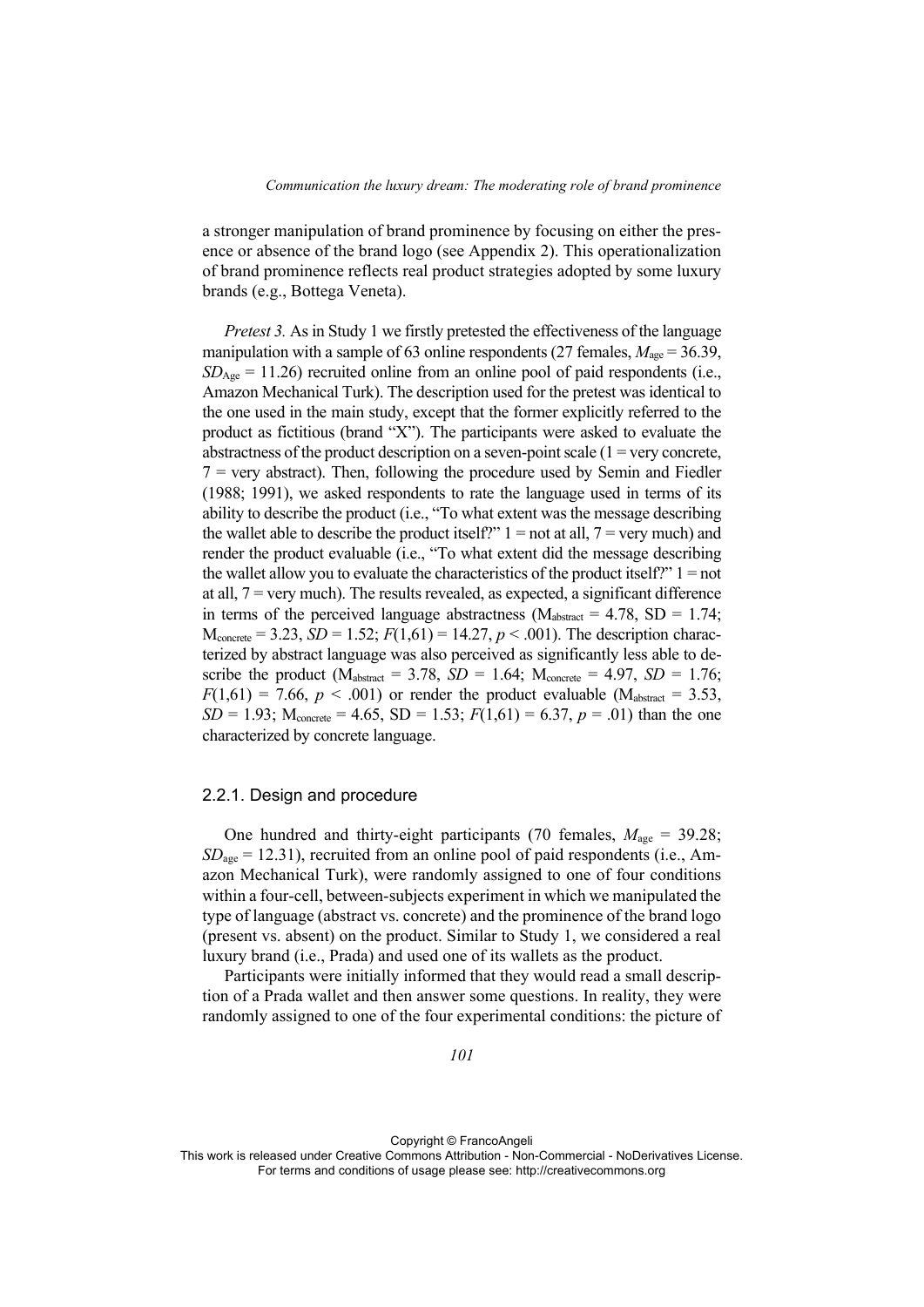a stronger manipulation of brand prominence by focusing on either the presence or absence of the brand logo (see Appendix 2). This operationalization of brand prominence reflects real product strategies adopted by some luxury brands (e.g., Bottega Veneta).

*Pretest 3.* As in Study 1 we firstly pretested the effectiveness of the language manipulation with a sample of 63 online respondents (27 females, $M_{age} = 36.39$, $SD_{Age} = 11.26$) recruited online from an online pool of paid respondents (i.e., Amazon Mechanical Turk). The description used for the pretest was identical to the one used in the main study, except that the former explicitly referred to the product as fictitious (brand "X"). The participants were asked to evaluate the abstractness of the product description on a seven-point scale (1 = very concrete, 7 = very abstract). Then, following the procedure used by Semin and Fiedler (1988; 1991), we asked respondents to rate the language used in terms of its ability to describe the product (i.e., "To what extent was the message describing the wallet able to describe the product itself?" 1 = not at all, 7 = very much) and render the product evaluable (i.e., "To what extent did the message describing the wallet allow you to evaluate the characteristics of the product itself?" 1 = not at all, 7 = very much). The results revealed, as expected, a significant difference in terms of the perceived language abstractness ($M_{abstract} = 4.78$, SD = 1.74; $M_{concrete} = 3.23$, $SD = 1.52$; $F(1,61) = 14.27$, $p < .001$). The description characterized by abstract language was also perceived as significantly less able to describe the product ($M_{abstract} = 3.78$, $SD = 1.64$; $M_{concrete} = 4.97$, $SD = 1.76$; $F(1,61) = 7.66$, $p < .001$) or render the product evaluable ($M_{abstract} = 3.53$, $SD = 1.93$; $M_{concrete} = 4.65$, SD = 1.53; $F(1,61) = 6.37$, $p = .01$) than the one characterized by concrete language.

### 2.2.1. Design and procedure

One hundred and thirty-eight participants (70 females, $M_{age} = 39.28$; $SD_{age} = 12.31$), recruited from an online pool of paid respondents (i.e., Amazon Mechanical Turk), were randomly assigned to one of four conditions within a four-cell, between-subjects experiment in which we manipulated the type of language (abstract vs. concrete) and the prominence of the brand logo (present vs. absent) on the product. Similar to Study 1, we considered a real luxury brand (i.e., Prada) and used one of its wallets as the product.

Participants were initially informed that they would read a small description of a Prada wallet and then answer some questions. In reality, they were randomly assigned to one of the four experimental conditions: the picture of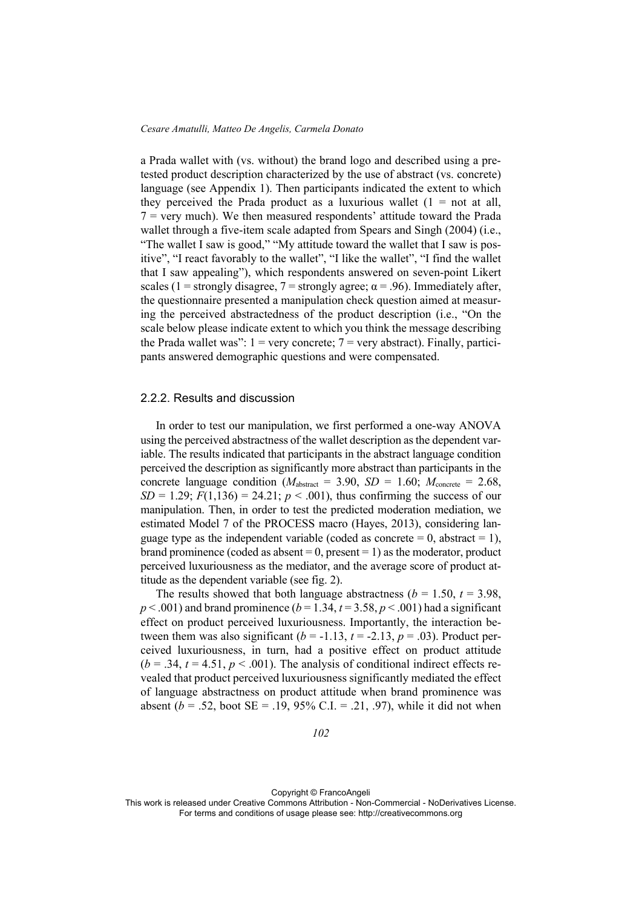a Prada wallet with (vs. without) the brand logo and described using a pre-tested product description characterized by the use of abstract (vs. concrete) language (see Appendix 1). Then participants indicated the extent to which they perceived the Prada product as a luxurious wallet (1 = not at all, 7 = very much). We then measured respondents' attitude toward the Prada wallet through a five-item scale adapted from Spears and Singh (2004) (i.e., "The wallet I saw is good," "My attitude toward the wallet that I saw is positive", "I react favorably to the wallet", "I like the wallet", "I find the wallet that I saw appealing"), which respondents answered on seven-point Likert scales (1 = strongly disagree, 7 = strongly agree; $\alpha = .96$). Immediately after, the questionnaire presented a manipulation check question aimed at measuring the perceived abstractedness of the product description (i.e., "On the scale below please indicate extent to which you think the message describing the Prada wallet was": 1 = very concrete; 7 = very abstract). Finally, participants answered demographic questions and were compensated.

### 2.2.2. Results and discussion

In order to test our manipulation, we first performed a one-way ANOVA using the perceived abstractness of the wallet description as the dependent variable. The results indicated that participants in the abstract language condition perceived the description as significantly more abstract than participants in the concrete language condition ($M_{abstract} = 3.90$, $SD = 1.60$; $M_{concrete} = 2.68$, $SD = 1.29$; $F(1,136) = 24.21$; $p < .001$), thus confirming the success of our manipulation. Then, in order to test the predicted moderation mediation, we estimated Model 7 of the PROCESS macro (Hayes, 2013), considering language type as the independent variable (coded as concrete = 0, abstract = 1), brand prominence (coded as absent = 0, present = 1) as the moderator, product perceived luxuriousness as the mediator, and the average score of product attitude as the dependent variable (see fig. 2).

The results showed that both language abstractness ($b = 1.50$, $t = 3.98$, $p < .001$) and brand prominence ($b = 1.34$, $t = 3.58$, $p < .001$) had a significant effect on product perceived luxuriousness. Importantly, the interaction between them was also significant ($b = -1.13$, $t = -2.13$, $p = .03$). Product perceived luxuriousness, in turn, had a positive effect on product attitude ($b = .34$, $t = 4.51$, $p < .001$). The analysis of conditional indirect effects revealed that product perceived luxuriousness significantly mediated the effect of language abstractness on product attitude when brand prominence was absent ($b = .52$, boot SE = .19, 95% C.I. = .21, .97), while it did not when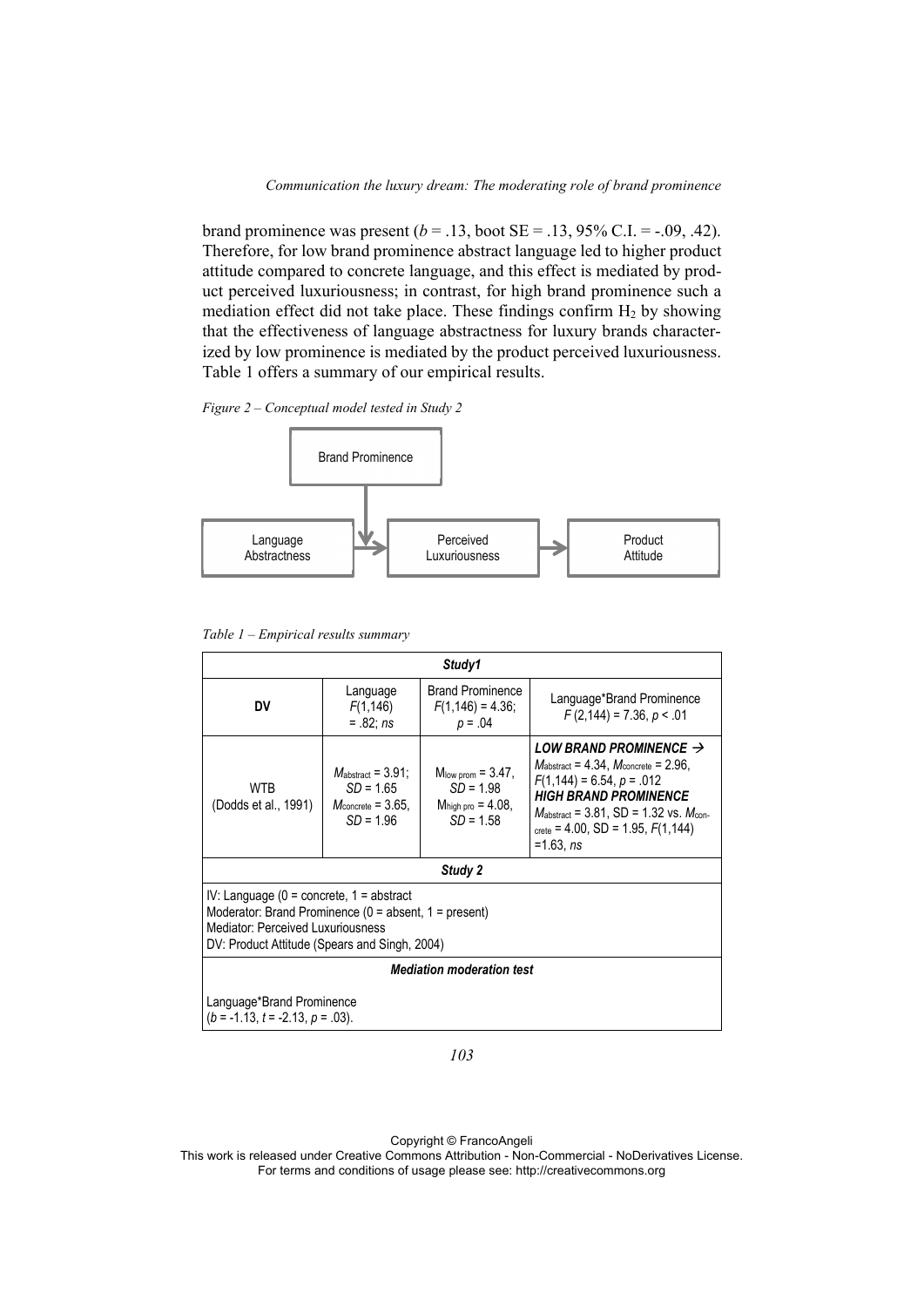brand prominence was present (*b* = .13, boot SE = .13, 95% C.I. = -.09, .42). Therefore, for low brand prominence abstract language led to higher product attitude compared to concrete language, and this effect is mediated by product perceived luxuriousness; in contrast, for high brand prominence such a mediation effect did not take place. These findings confirm $H_2$ by showing that the effectiveness of language abstractness for luxury brands characterized by low prominence is mediated by the product perceived luxuriousness. Table 1 offers a summary of our empirical results.

*Figure 2 – Conceptual model tested in Study 2*

Brand Prominence → (moderates) Language Abstractness → Perceived Luxuriousness → Product Attitude

*Table 1 – Empirical results summary*

| *Study1* | | | |
|---|---|---|---|
| **DV** | Language $F(1,146) = .82$; *ns* | Brand Prominence $F(1,146) = 4.36$; $p = .04$ | Language*Brand Prominence $F(2,144) = 7.36$, $p < .01$ |
| WTB (Dodds et al., 1991) | $M_{abstract} = 3.91$; $SD = 1.65$ $M_{concrete} = 3.65$, $SD = 1.96$ | $M_{low\ prom} = 3.47$, $SD = 1.98$ $M_{high\ pro} = 4.08$, $SD = 1.58$ | ***LOW BRAND PROMINENCE →*** $M_{abstract} = 4.34$, $M_{concrete} = 2.96$, $F(1,144) = 6.54$, $p = .012$ ***HIGH BRAND PROMINENCE*** $M_{abstract} = 3.81$, SD = 1.32 vs. $M_{concrete} = 4.00$, SD = 1.95, $F(1,144) = 1.63$, *ns* |
| ***Study 2*** | | | |
| IV: Language (0 = concrete, 1 = abstract Moderator: Brand Prominence (0 = absent, 1 = present) Mediator: Perceived Luxuriousness DV: Product Attitude (Spears and Singh, 2004) | | | |
| ***Mediation moderation test*** | | | |
| Language*Brand Prominence (*b* = -1.13, *t* = -2.13, *p* = .03). | | | |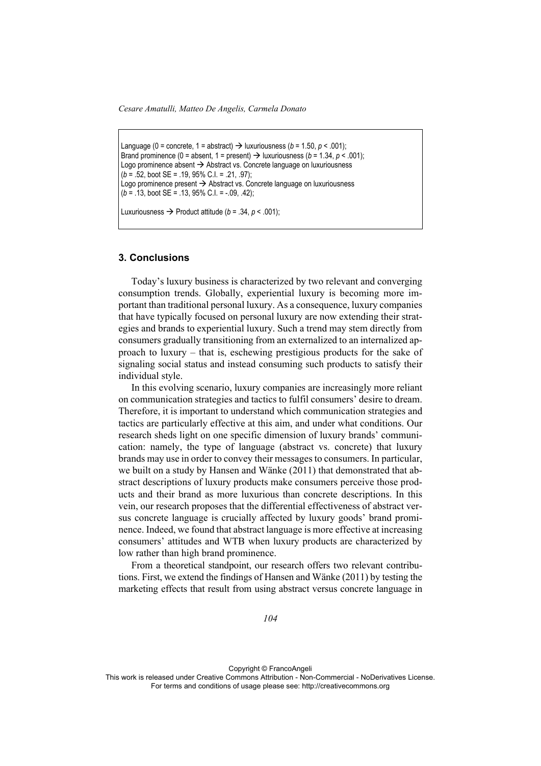Language (0 = concrete, 1 = abstract) → luxuriousness ($b = 1.50$, $p < .001$);
Brand prominence (0 = absent, 1 = present) → luxuriousness ($b = 1.34$, $p < .001$);
Logo prominence absent → Abstract vs. Concrete language on luxuriousness
($b = .52$, boot SE = .19, 95% C.I. = .21, .97);
Logo prominence present → Abstract vs. Concrete language on luxuriousness
($b = .13$, boot SE = .13, 95% C.I. = -.09, .42);

Luxuriousness → Product attitude ($b = .34$, $p < .001$);

## 3. Conclusions

Today's luxury business is characterized by two relevant and converging consumption trends. Globally, experiential luxury is becoming more important than traditional personal luxury. As a consequence, luxury companies that have typically focused on personal luxury are now extending their strategies and brands to experiential luxury. Such a trend may stem directly from consumers gradually transitioning from an externalized to an internalized approach to luxury – that is, eschewing prestigious products for the sake of signaling social status and instead consuming such products to satisfy their individual style.

In this evolving scenario, luxury companies are increasingly more reliant on communication strategies and tactics to fulfil consumers' desire to dream. Therefore, it is important to understand which communication strategies and tactics are particularly effective at this aim, and under what conditions. Our research sheds light on one specific dimension of luxury brands' communication: namely, the type of language (abstract vs. concrete) that luxury brands may use in order to convey their messages to consumers. In particular, we built on a study by Hansen and Wänke (2011) that demonstrated that abstract descriptions of luxury products make consumers perceive those products and their brand as more luxurious than concrete descriptions. In this vein, our research proposes that the differential effectiveness of abstract versus concrete language is crucially affected by luxury goods' brand prominence. Indeed, we found that abstract language is more effective at increasing consumers' attitudes and WTB when luxury products are characterized by low rather than high brand prominence.

From a theoretical standpoint, our research offers two relevant contributions. First, we extend the findings of Hansen and Wänke (2011) by testing the marketing effects that result from using abstract versus concrete language in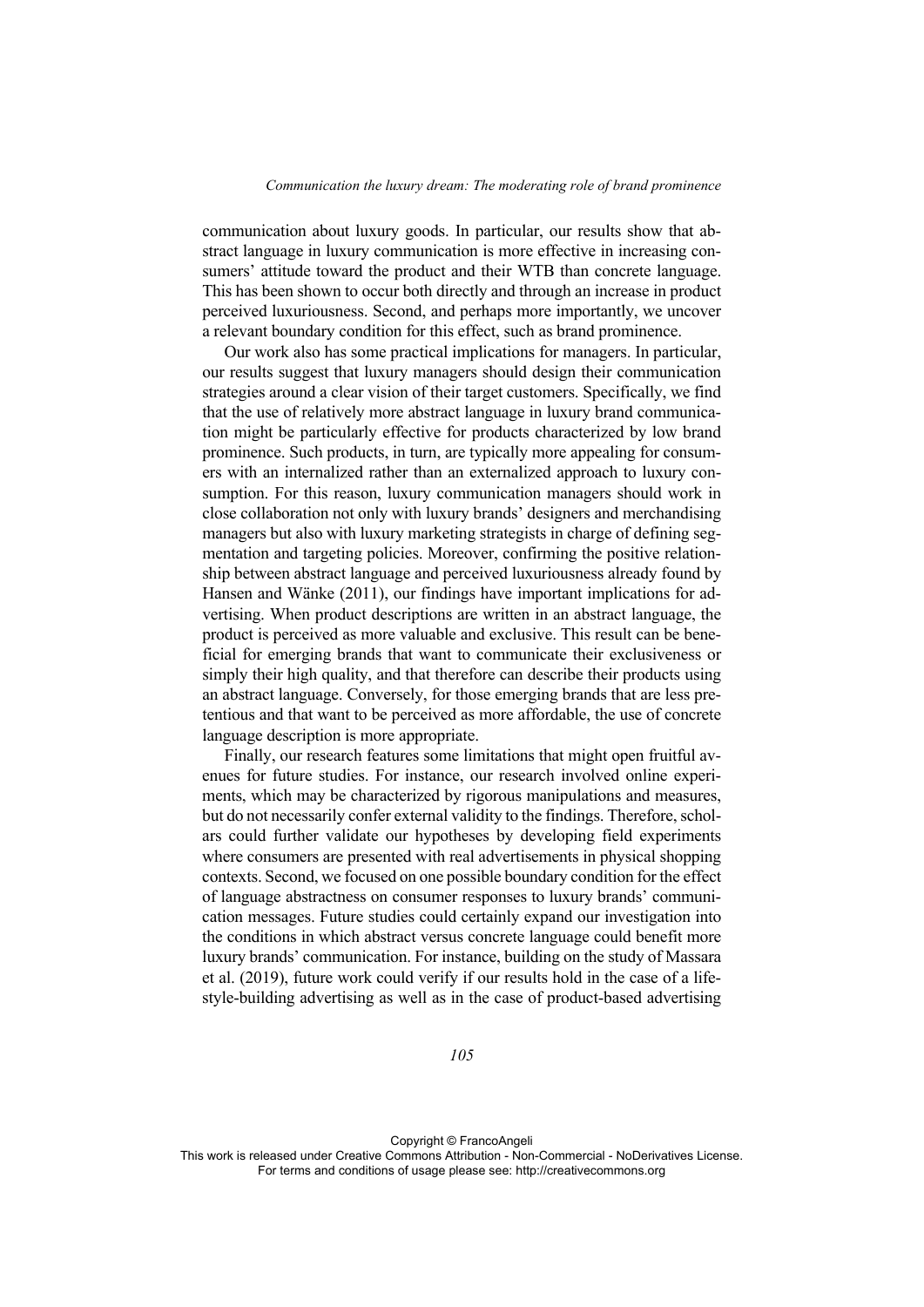communication about luxury goods. In particular, our results show that abstract language in luxury communication is more effective in increasing consumers' attitude toward the product and their WTB than concrete language. This has been shown to occur both directly and through an increase in product perceived luxuriousness. Second, and perhaps more importantly, we uncover a relevant boundary condition for this effect, such as brand prominence.

Our work also has some practical implications for managers. In particular, our results suggest that luxury managers should design their communication strategies around a clear vision of their target customers. Specifically, we find that the use of relatively more abstract language in luxury brand communication might be particularly effective for products characterized by low brand prominence. Such products, in turn, are typically more appealing for consumers with an internalized rather than an externalized approach to luxury consumption. For this reason, luxury communication managers should work in close collaboration not only with luxury brands' designers and merchandising managers but also with luxury marketing strategists in charge of defining segmentation and targeting policies. Moreover, confirming the positive relationship between abstract language and perceived luxuriousness already found by Hansen and Wänke (2011), our findings have important implications for advertising. When product descriptions are written in an abstract language, the product is perceived as more valuable and exclusive. This result can be beneficial for emerging brands that want to communicate their exclusiveness or simply their high quality, and that therefore can describe their products using an abstract language. Conversely, for those emerging brands that are less pretentious and that want to be perceived as more affordable, the use of concrete language description is more appropriate.

Finally, our research features some limitations that might open fruitful avenues for future studies. For instance, our research involved online experiments, which may be characterized by rigorous manipulations and measures, but do not necessarily confer external validity to the findings. Therefore, scholars could further validate our hypotheses by developing field experiments where consumers are presented with real advertisements in physical shopping contexts. Second, we focused on one possible boundary condition for the effect of language abstractness on consumer responses to luxury brands' communication messages. Future studies could certainly expand our investigation into the conditions in which abstract versus concrete language could benefit more luxury brands' communication. For instance, building on the study of Massara et al. (2019), future work could verify if our results hold in the case of a lifestyle-building advertising as well as in the case of product-based advertising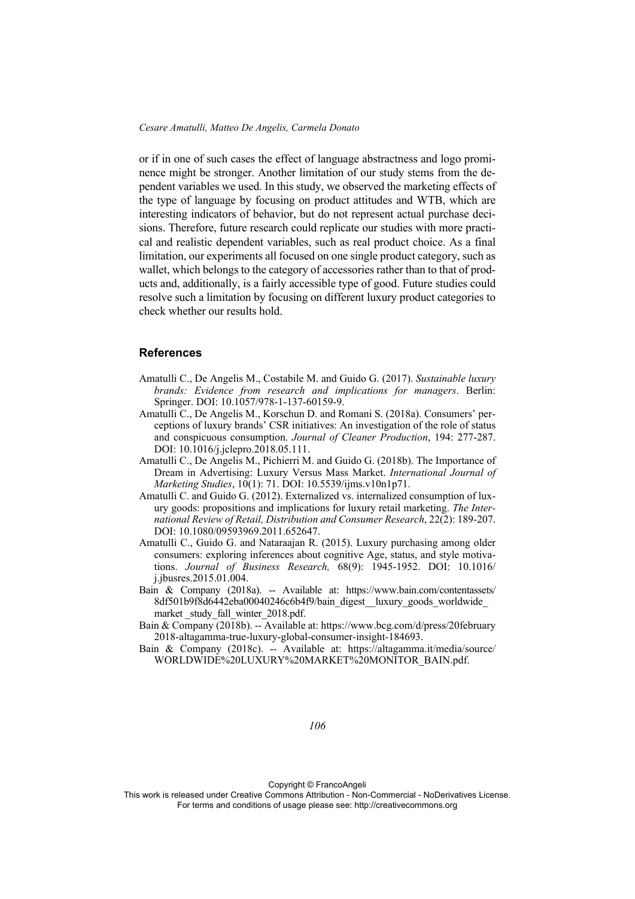or if in one of such cases the effect of language abstractness and logo prominence might be stronger. Another limitation of our study stems from the dependent variables we used. In this study, we observed the marketing effects of the type of language by focusing on product attitudes and WTB, which are interesting indicators of behavior, but do not represent actual purchase decisions. Therefore, future research could replicate our studies with more practical and realistic dependent variables, such as real product choice. As a final limitation, our experiments all focused on one single product category, such as wallet, which belongs to the category of accessories rather than to that of products and, additionally, is a fairly accessible type of good. Future studies could resolve such a limitation by focusing on different luxury product categories to check whether our results hold.

## References

Amatulli C., De Angelis M., Costabile M. and Guido G. (2017). *Sustainable luxury brands: Evidence from research and implications for managers*. Berlin: Springer. DOI: 10.1057/978-1-137-60159-9.

Amatulli C., De Angelis M., Korschun D. and Romani S. (2018a). Consumers' perceptions of luxury brands' CSR initiatives: An investigation of the role of status and conspicuous consumption. *Journal of Cleaner Production*, 194: 277-287. DOI: 10.1016/j.jclepro.2018.05.111.

Amatulli C., De Angelis M., Pichierri M. and Guido G. (2018b). The Importance of Dream in Advertising: Luxury Versus Mass Market. *International Journal of Marketing Studies*, 10(1): 71. DOI: 10.5539/ijms.v10n1p71.

Amatulli C. and Guido G. (2012). Externalized vs. internalized consumption of luxury goods: propositions and implications for luxury retail marketing. *The International Review of Retail, Distribution and Consumer Research*, 22(2): 189-207. DOI: 10.1080/09593969.2011.652647.

Amatulli C., Guido G. and Nataraajan R. (2015). Luxury purchasing among older consumers: exploring inferences about cognitive Age, status, and style motivations. *Journal of Business Research,* 68(9): 1945-1952. DOI: 10.1016/j.jbusres.2015.01.004.

Bain & Company (2018a). -- Available at: https://www.bain.com/contentassets/8df501b9f8d6442eba00040246c6b4f9/bain_digest__luxury_goods_worldwide_market _study_fall_winter_2018.pdf.

Bain & Company (2018b). -- Available at: https://www.bcg.com/d/press/20february2018-altagamma-true-luxury-global-consumer-insight-184693.

Bain & Company (2018c). -- Available at: https://altagamma.it/media/source/WORLDWIDE%20LUXURY%20MARKET%20MONITOR_BAIN.pdf.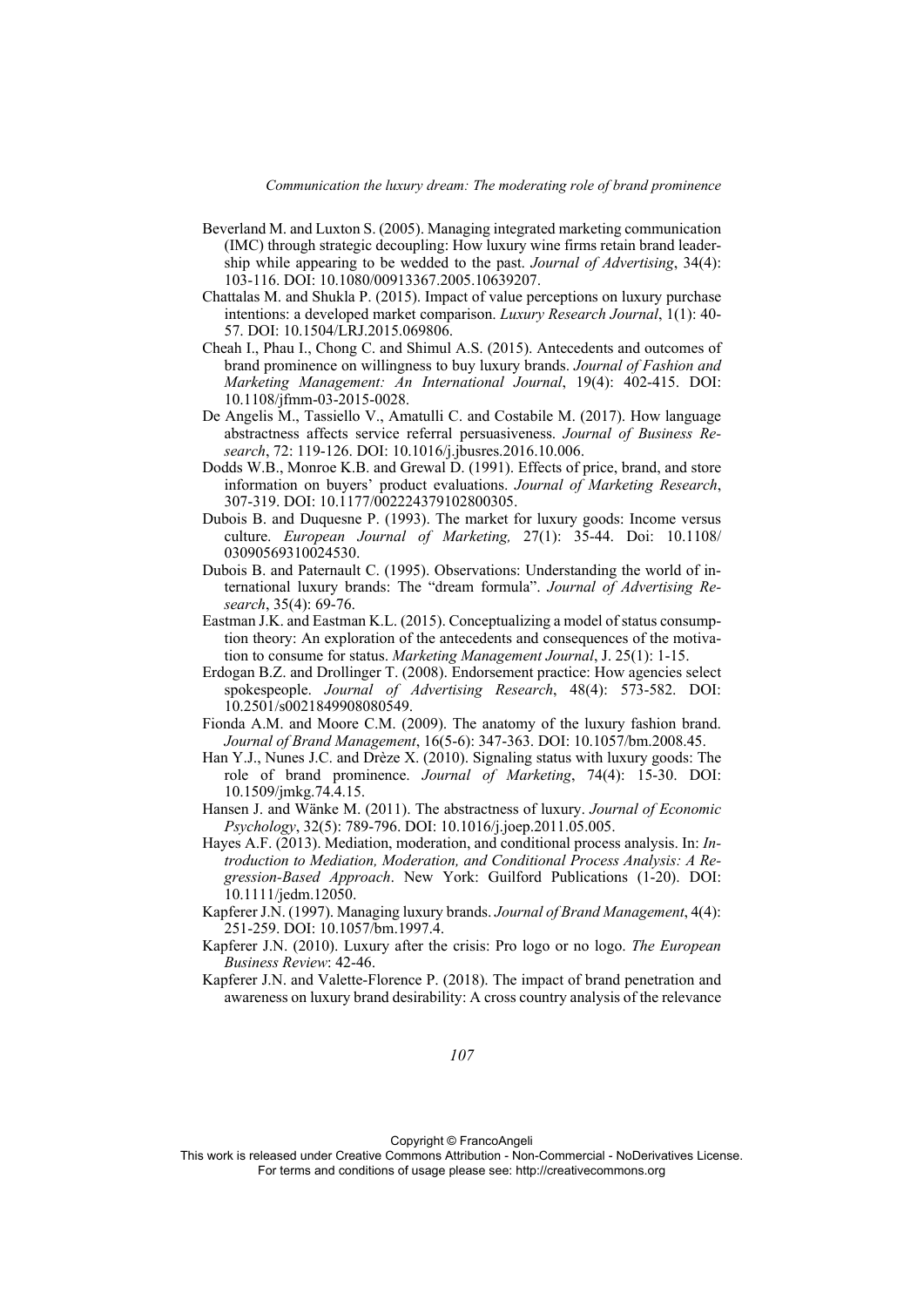Beverland M. and Luxton S. (2005). Managing integrated marketing communication (IMC) through strategic decoupling: How luxury wine firms retain brand leadership while appearing to be wedded to the past. *Journal of Advertising*, 34(4): 103-116. DOI: 10.1080/00913367.2005.10639207.

Chattalas M. and Shukla P. (2015). Impact of value perceptions on luxury purchase intentions: a developed market comparison. *Luxury Research Journal*, 1(1): 40-57. DOI: 10.1504/LRJ.2015.069806.

Cheah I., Phau I., Chong C. and Shimul A.S. (2015). Antecedents and outcomes of brand prominence on willingness to buy luxury brands. *Journal of Fashion and Marketing Management: An International Journal*, 19(4): 402-415. DOI: 10.1108/jfmm-03-2015-0028.

De Angelis M., Tassiello V., Amatulli C. and Costabile M. (2017). How language abstractness affects service referral persuasiveness. *Journal of Business Research*, 72: 119-126. DOI: 10.1016/j.jbusres.2016.10.006.

Dodds W.B., Monroe K.B. and Grewal D. (1991). Effects of price, brand, and store information on buyers' product evaluations. *Journal of Marketing Research*, 307-319. DOI: 10.1177/002224379102800305.

Dubois B. and Duquesne P. (1993). The market for luxury goods: Income versus culture. *European Journal of Marketing,* 27(1): 35-44. Doi: 10.1108/03090569310024530.

Dubois B. and Paternault C. (1995). Observations: Understanding the world of international luxury brands: The "dream formula". *Journal of Advertising Research*, 35(4): 69-76.

Eastman J.K. and Eastman K.L. (2015). Conceptualizing a model of status consumption theory: An exploration of the antecedents and consequences of the motivation to consume for status. *Marketing Management Journal*, J. 25(1): 1-15.

Erdogan B.Z. and Drollinger T. (2008). Endorsement practice: How agencies select spokespeople. *Journal of Advertising Research*, 48(4): 573-582. DOI: 10.2501/s0021849908080549.

Fionda A.M. and Moore C.M. (2009). The anatomy of the luxury fashion brand. *Journal of Brand Management*, 16(5-6): 347-363. DOI: 10.1057/bm.2008.45.

Han Y.J., Nunes J.C. and Drèze X. (2010). Signaling status with luxury goods: The role of brand prominence. *Journal of Marketing*, 74(4): 15-30. DOI: 10.1509/jmkg.74.4.15.

Hansen J. and Wänke M. (2011). The abstractness of luxury. *Journal of Economic Psychology*, 32(5): 789-796. DOI: 10.1016/j.joep.2011.05.005.

Hayes A.F. (2013). Mediation, moderation, and conditional process analysis. In: *Introduction to Mediation, Moderation, and Conditional Process Analysis: A Regression-Based Approach*. New York: Guilford Publications (1-20). DOI: 10.1111/jedm.12050.

Kapferer J.N. (1997). Managing luxury brands. *Journal of Brand Management*, 4(4): 251-259. DOI: 10.1057/bm.1997.4.

Kapferer J.N. (2010). Luxury after the crisis: Pro logo or no logo. *The European Business Review*: 42-46.

Kapferer J.N. and Valette-Florence P. (2018). The impact of brand penetration and awareness on luxury brand desirability: A cross country analysis of the relevance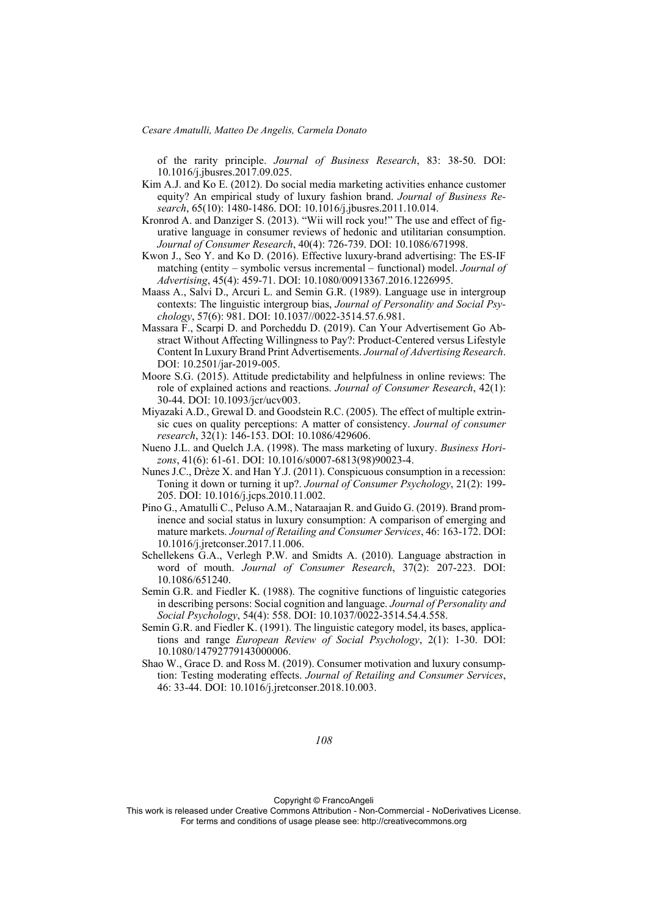of the rarity principle. *Journal of Business Research*, 83: 38-50. DOI: 10.1016/j.jbusres.2017.09.025.

Kim A.J. and Ko E. (2012). Do social media marketing activities enhance customer equity? An empirical study of luxury fashion brand. *Journal of Business Research*, 65(10): 1480-1486. DOI: 10.1016/j.jbusres.2011.10.014.

Kronrod A. and Danziger S. (2013). "Wii will rock you!" The use and effect of figurative language in consumer reviews of hedonic and utilitarian consumption. *Journal of Consumer Research*, 40(4): 726-739. DOI: 10.1086/671998.

Kwon J., Seo Y. and Ko D. (2016). Effective luxury-brand advertising: The ES-IF matching (entity – symbolic versus incremental – functional) model. *Journal of Advertising*, 45(4): 459-71. DOI: 10.1080/00913367.2016.1226995.

Maass A., Salvi D., Arcuri L. and Semin G.R. (1989). Language use in intergroup contexts: The linguistic intergroup bias, *Journal of Personality and Social Psychology*, 57(6): 981. DOI: 10.1037//0022-3514.57.6.981.

Massara F., Scarpi D. and Porcheddu D. (2019). Can Your Advertisement Go Abstract Without Affecting Willingness to Pay?: Product-Centered versus Lifestyle Content In Luxury Brand Print Advertisements. *Journal of Advertising Research*. DOI: 10.2501/jar-2019-005.

Moore S.G. (2015). Attitude predictability and helpfulness in online reviews: The role of explained actions and reactions. *Journal of Consumer Research*, 42(1): 30-44. DOI: 10.1093/jcr/ucv003.

Miyazaki A.D., Grewal D. and Goodstein R.C. (2005). The effect of multiple extrinsic cues on quality perceptions: A matter of consistency. *Journal of consumer research*, 32(1): 146-153. DOI: 10.1086/429606.

Nueno J.L. and Quelch J.A. (1998). The mass marketing of luxury. *Business Horizons*, 41(6): 61-61. DOI: 10.1016/s0007-6813(98)90023-4.

Nunes J.C., Drèze X. and Han Y.J. (2011). Conspicuous consumption in a recession: Toning it down or turning it up?. *Journal of Consumer Psychology*, 21(2): 199-205. DOI: 10.1016/j.jcps.2010.11.002.

Pino G., Amatulli C., Peluso A.M., Nataraajan R. and Guido G. (2019). Brand prominence and social status in luxury consumption: A comparison of emerging and mature markets. *Journal of Retailing and Consumer Services*, 46: 163-172. DOI: 10.1016/j.jretconser.2017.11.006.

Schellekens G.A., Verlegh P.W. and Smidts A. (2010). Language abstraction in word of mouth. *Journal of Consumer Research*, 37(2): 207-223. DOI: 10.1086/651240.

Semin G.R. and Fiedler K. (1988). The cognitive functions of linguistic categories in describing persons: Social cognition and language. *Journal of Personality and Social Psychology*, 54(4): 558. DOI: 10.1037/0022-3514.54.4.558.

Semin G.R. and Fiedler K. (1991). The linguistic category model, its bases, applications and range *European Review of Social Psychology*, 2(1): 1-30. DOI: 10.1080/14792779143000006.

Shao W., Grace D. and Ross M. (2019). Consumer motivation and luxury consumption: Testing moderating effects. *Journal of Retailing and Consumer Services*, 46: 33-44. DOI: 10.1016/j.jretconser.2018.10.003.

Copyright © FrancoAngeli
This work is released under Creative Commons Attribution - Non-Commercial - NoDerivatives License.
For terms and conditions of usage please see: http://creativecommons.org